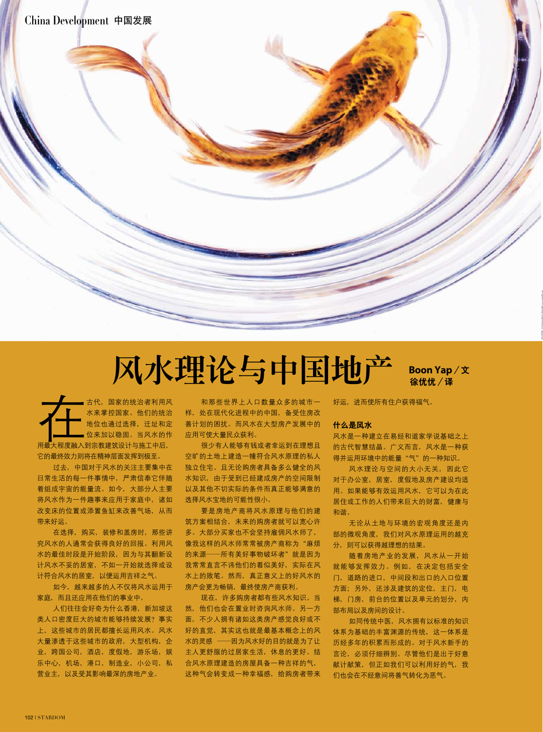# 风水理论与中国地产

**Boon Yap／文**
**徐优优／译**

在古代，国家的统治者利用风水来掌控国家。他们的统治地位也通过选择，迁址和定位来加以稳固。当风水的作用最大程度融入到宗教建筑设计与施工中后，它的最终效力则将在精神层面发挥到极至。

过去，中国对于风水的关注主要集中在日常生活的每一件事情中，严肃信奉它伴随着组成宇宙的能量流。如今，大部分人主要将风水作为一件趣事来应用于家庭中，诸如改变床的位置或添置鱼缸来改善气场，从而带来好运。

在选择，购买，装修和盖房时，那些讲究风水的人通常会获得良好的回报。利用风水的最佳时段是开始阶段，因为与其翻新设计风水不妥的居室，不如一开始就选择或设计符合风水的居室，以便运用吉祥之气。

如今，越来越多的人不仅将风水运用于家庭，而且还应用在他们的事业中。

人们往往会好奇为什么香港，新加坡这类人口密度巨大的城市能够持续发展？事实上，这些城市的居民都擅长运用风水。风水大量渗透于这些城市的政府，大型机构，企业，跨国公司，酒店，度假地，游乐场，娱乐中心，机场，港口，制造业，小公司，私营业主，以及受其影响最深的房地产业。

和那些世界上人口数量众多的城市一样，处在现代化进程中的中国，备受住房改善计划的困扰。而风水在大型房产发展中的应用可使大量民众获利。

很少有人能够有钱或者幸运到在理想且空旷的土地上建造一幢符合风水原理的私人独立住宅。且无论购房者具备多么健全的风水知识，由于受到已经建成房产的空间限制以及其他不切实际的条件而真正能够满意的选择风水宝地的可能性很小。

要是房地产商将风水原理与他们的建筑方案相结合，未来的购房者就可以宽心许多。大部分买家也不会坚持雇佣风水师了，像我这样的风水师常常被房产商称为“麻烦的来源——所有美好事物破坏者”就是因为我常常直言不讳他们的看似美好，实际在风水上的败笔。然而，真正意义上的好风水的房产会更为畅销，最终使房产商获利。

现在，许多购房者都有些风水知识。当然，他们也会在置业时咨询风水师。另一方面，不少人拥有诸如这类房产感觉良好或不好的直觉，其实这也就是最基本概念上的风水的灵感 ——因为风水好的目的就是为了让主人更舒服的过居家生活，休息的更好。结合风水原理建造的房屋具备一种吉祥的气，这种气会转变成一种幸福感，给购房者带来好运，进而使所有住户获得福气。

### 什么是风水

风水是一种建立在易经和道家学说基础之上的古代智慧结晶。广义而言，风水是一种获得并运用环境中的能量“气”的一种知识。

风水理论与空间的大小无关，因此它对于办公室，居室，度假地及房产建设均适用。如果能够有效运用风水，它可以为在此居住或工作的人们带来巨大的财富，健康与和谐。

无论从土地与环境的宏观角度还是内部的微观角度，我们对风水原理运用的越充分，则可以获得越理想的结果。

随着房地产业的发展，风水从一开始就能够发挥效力。例如，在决定包括安全门，道路的进口，中间段和出口的入口位置方面；另外，还涉及建筑的定位，主门，电梯，门房，前台的位置以及单元的划分，内部布局以及房间的设计。

如同传统中医，风水拥有以标准的知识体系为基础的丰富渊源的传统，这一体系是历经多年的积累而形成的。对于风水新手的言论，必须仔细辨别。尽管他们是出于好意献计献策，但正如我们可以利用好的气，我们也会在不经意间将善气转化为恶气。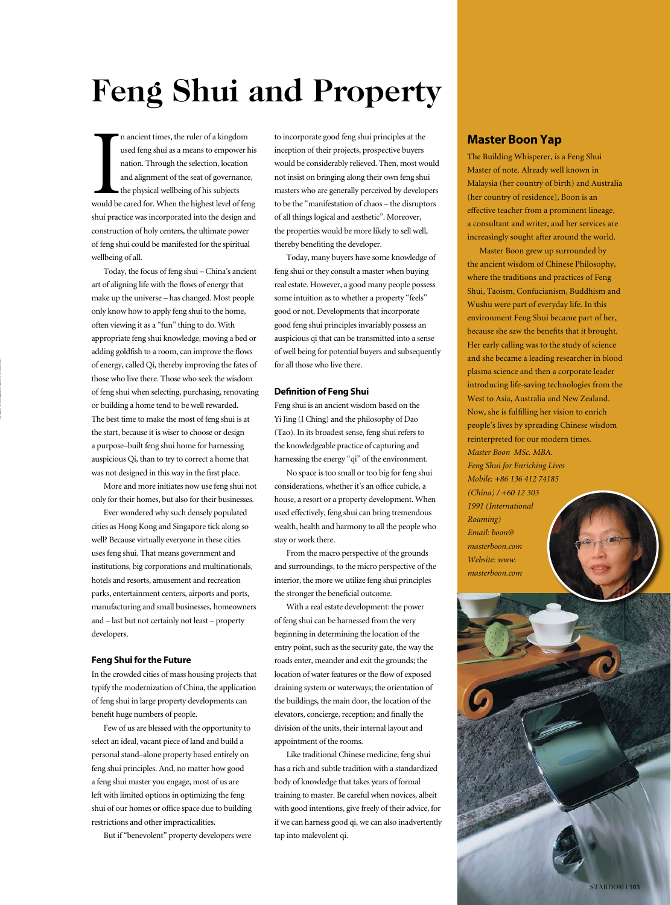# Feng Shui and Property

In ancient times, the ruler of a kingdom used feng shui as a means to empower his nation. Through the selection, location and alignment of the seat of governance, the physical wellbeing of his subjects would be cared for. When the highest level of feng shui practice was incorporated into the design and construction of holy centers, the ultimate power of feng shui could be manifested for the spiritual wellbeing of all.

Today, the focus of feng shui – China's ancient art of aligning life with the flows of energy that make up the universe – has changed. Most people only know how to apply feng shui to the home, often viewing it as a "fun" thing to do. With appropriate feng shui knowledge, moving a bed or adding goldfish to a room, can improve the flows of energy, called Qi, thereby improving the fates of those who live there. Those who seek the wisdom of feng shui when selecting, purchasing, renovating or building a home tend to be well rewarded. The best time to make the most of feng shui is at the start, because it is wiser to choose or design a purpose–built feng shui home for harnessing auspicious Qi, than to try to correct a home that was not designed in this way in the first place.

More and more initiates now use feng shui not only for their homes, but also for their businesses.

Ever wondered why such densely populated cities as Hong Kong and Singapore tick along so well? Because virtually everyone in these cities uses feng shui. That means government and institutions, big corporations and multinationals, hotels and resorts, amusement and recreation parks, entertainment centers, airports and ports, manufacturing and small businesses, homeowners and – last but not certainly not least – property developers.

### Feng Shui for the Future

In the crowded cities of mass housing projects that typify the modernization of China, the application of feng shui in large property developments can benefit huge numbers of people.

Few of us are blessed with the opportunity to select an ideal, vacant piece of land and build a personal stand–alone property based entirely on feng shui principles. And, no matter how good a feng shui master you engage, most of us are left with limited options in optimizing the feng shui of our homes or office space due to building restrictions and other impracticalities.

But if "benevolent" property developers were to incorporate good feng shui principles at the inception of their projects, prospective buyers would be considerably relieved. Then, most would not insist on bringing along their own feng shui masters who are generally perceived by developers to be the "manifestation of chaos – the disruptors of all things logical and aesthetic". Moreover, the properties would be more likely to sell well, thereby benefiting the developer.

Today, many buyers have some knowledge of feng shui or they consult a master when buying real estate. However, a good many people possess some intuition as to whether a property "feels" good or not. Developments that incorporate good feng shui principles invariably possess an auspicious qi that can be transmitted into a sense of well being for potential buyers and subsequently for all those who live there.

### Definition of Feng Shui

Feng shui is an ancient wisdom based on the Yi Jing (I Ching) and the philosophy of Dao (Tao). In its broadest sense, feng shui refers to the knowledgeable practice of capturing and harnessing the energy "qi" of the environment.

No space is too small or too big for feng shui considerations, whether it's an office cubicle, a house, a resort or a property development. When used effectively, feng shui can bring tremendous wealth, health and harmony to all the people who stay or work there.

From the macro perspective of the grounds and surroundings, to the micro perspective of the interior, the more we utilize feng shui principles the stronger the beneficial outcome.

With a real estate development: the power of feng shui can be harnessed from the very beginning in determining the location of the entry point, such as the security gate, the way the roads enter, meander and exit the grounds; the location of water features or the flow of exposed draining system or waterways; the orientation of the buildings, the main door, the location of the elevators, concierge, reception; and finally the division of the units, their internal layout and appointment of the rooms.

Like traditional Chinese medicine, feng shui has a rich and subtle tradition with a standardized body of knowledge that takes years of formal training to master. Be careful when novices, albeit with good intentions, give freely of their advice, for if we can harness good qi, we can also inadvertently tap into malevolent qi.

## Master Boon Yap

The Building Whisperer, is a Feng Shui Master of note. Already well known in Malaysia (her country of birth) and Australia (her country of residence), Boon is an effective teacher from a prominent lineage, a consultant and writer, and her services are increasingly sought after around the world.

Master Boon grew up surrounded by the ancient wisdom of Chinese Philosophy, where the traditions and practices of Feng Shui, Taoism, Confucianism, Buddhism and Wushu were part of everyday life. In this environment Feng Shui became part of her, because she saw the benefits that it brought. Her early calling was to the study of science and she became a leading researcher in blood plasma science and then a corporate leader introducing life-saving technologies from the West to Asia, Australia and New Zealand. Now, she is fulfilling her vision to enrich people's lives by spreading Chinese wisdom reinterpreted for our modern times.

*Master Boon MSc. MBA.*
*Feng Shui for Enriching Lives*
*Mobile: +86 136 412 74185 (China) / +60 12 303 1991 (International Roaming)*
*Email: boon@masterboon.com*
*Website: www.masterboon.com*